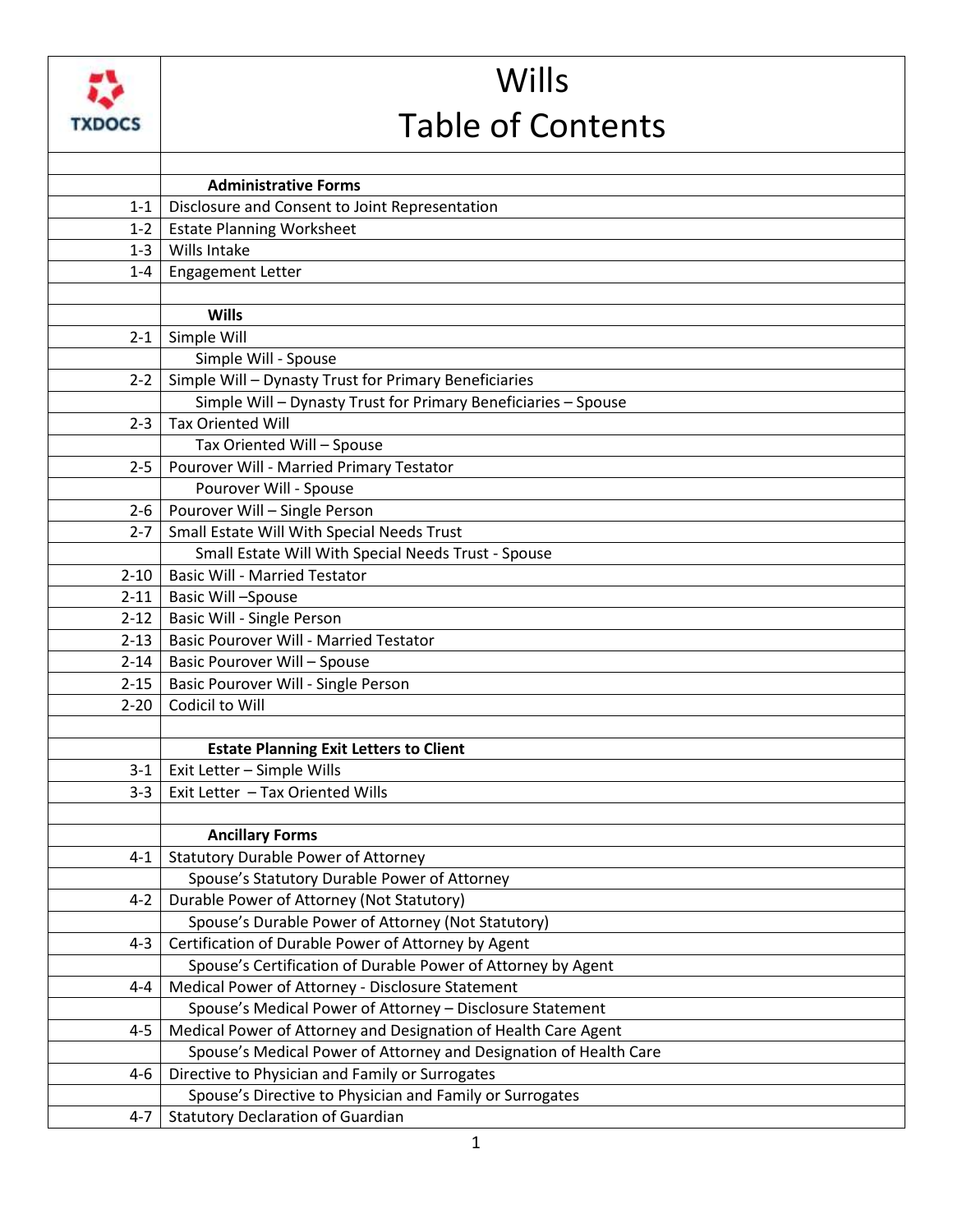# Wills
# Table of Contents

TXDOCS

| | |
|---|---|
| | **Administrative Forms** |
| 1-1 | Disclosure and Consent to Joint Representation |
| 1-2 | Estate Planning Worksheet |
| 1-3 | Wills Intake |
| 1-4 | Engagement Letter |
| | |
| | **Wills** |
| 2-1 | Simple Will |
| | Simple Will - Spouse |
| 2-2 | Simple Will – Dynasty Trust for Primary Beneficiaries |
| | Simple Will – Dynasty Trust for Primary Beneficiaries – Spouse |
| 2-3 | Tax Oriented Will |
| | Tax Oriented Will – Spouse |
| 2-5 | Pourover Will - Married Primary Testator |
| | Pourover Will - Spouse |
| 2-6 | Pourover Will – Single Person |
| 2-7 | Small Estate Will With Special Needs Trust |
| | Small Estate Will With Special Needs Trust - Spouse |
| 2-10 | Basic Will - Married Testator |
| 2-11 | Basic Will –Spouse |
| 2-12 | Basic Will - Single Person |
| 2-13 | Basic Pourover Will - Married Testator |
| 2-14 | Basic Pourover Will – Spouse |
| 2-15 | Basic Pourover Will - Single Person |
| 2-20 | Codicil to Will |
| | |
| | **Estate Planning Exit Letters to Client** |
| 3-1 | Exit Letter – Simple Wills |
| 3-3 | Exit Letter – Tax Oriented Wills |
| | |
| | **Ancillary Forms** |
| 4-1 | Statutory Durable Power of Attorney |
| | Spouse's Statutory Durable Power of Attorney |
| 4-2 | Durable Power of Attorney (Not Statutory) |
| | Spouse's Durable Power of Attorney (Not Statutory) |
| 4-3 | Certification of Durable Power of Attorney by Agent |
| | Spouse's Certification of Durable Power of Attorney by Agent |
| 4-4 | Medical Power of Attorney - Disclosure Statement |
| | Spouse's Medical Power of Attorney – Disclosure Statement |
| 4-5 | Medical Power of Attorney and Designation of Health Care Agent |
| | Spouse's Medical Power of Attorney and Designation of Health Care |
| 4-6 | Directive to Physician and Family or Surrogates |
| | Spouse's Directive to Physician and Family or Surrogates |
| 4-7 | Statutory Declaration of Guardian |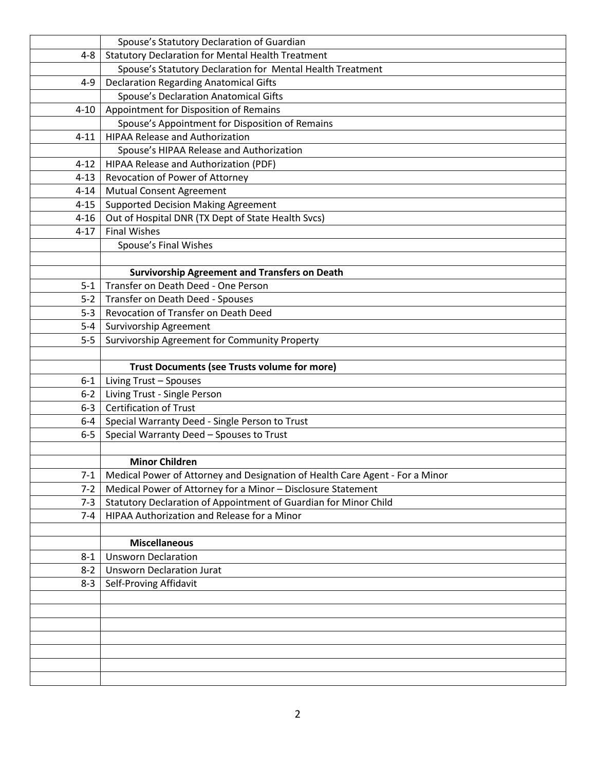| | |
|---|---|
| | Spouse's Statutory Declaration of Guardian |
| 4-8 | Statutory Declaration for Mental Health Treatment |
| | Spouse's Statutory Declaration for Mental Health Treatment |
| 4-9 | Declaration Regarding Anatomical Gifts |
| | Spouse's Declaration Anatomical Gifts |
| 4-10 | Appointment for Disposition of Remains |
| | Spouse's Appointment for Disposition of Remains |
| 4-11 | HIPAA Release and Authorization |
| | Spouse's HIPAA Release and Authorization |
| 4-12 | HIPAA Release and Authorization (PDF) |
| 4-13 | Revocation of Power of Attorney |
| 4-14 | Mutual Consent Agreement |
| 4-15 | Supported Decision Making Agreement |
| 4-16 | Out of Hospital DNR (TX Dept of State Health Svcs) |
| 4-17 | Final Wishes |
| | Spouse's Final Wishes |
| | |
| | **Survivorship Agreement and Transfers on Death** |
| 5-1 | Transfer on Death Deed - One Person |
| 5-2 | Transfer on Death Deed - Spouses |
| 5-3 | Revocation of Transfer on Death Deed |
| 5-4 | Survivorship Agreement |
| 5-5 | Survivorship Agreement for Community Property |
| | |
| | **Trust Documents (see Trusts volume for more)** |
| 6-1 | Living Trust – Spouses |
| 6-2 | Living Trust - Single Person |
| 6-3 | Certification of Trust |
| 6-4 | Special Warranty Deed - Single Person to Trust |
| 6-5 | Special Warranty Deed – Spouses to Trust |
| | |
| | **Minor Children** |
| 7-1 | Medical Power of Attorney and Designation of Health Care Agent - For a Minor |
| 7-2 | Medical Power of Attorney for a Minor – Disclosure Statement |
| 7-3 | Statutory Declaration of Appointment of Guardian for Minor Child |
| 7-4 | HIPAA Authorization and Release for a Minor |
| | |
| | **Miscellaneous** |
| 8-1 | Unsworn Declaration |
| 8-2 | Unsworn Declaration Jurat |
| 8-3 | Self-Proving Affidavit |
| | |
| | |
| | |
| | |
| | |
| | |
| | |